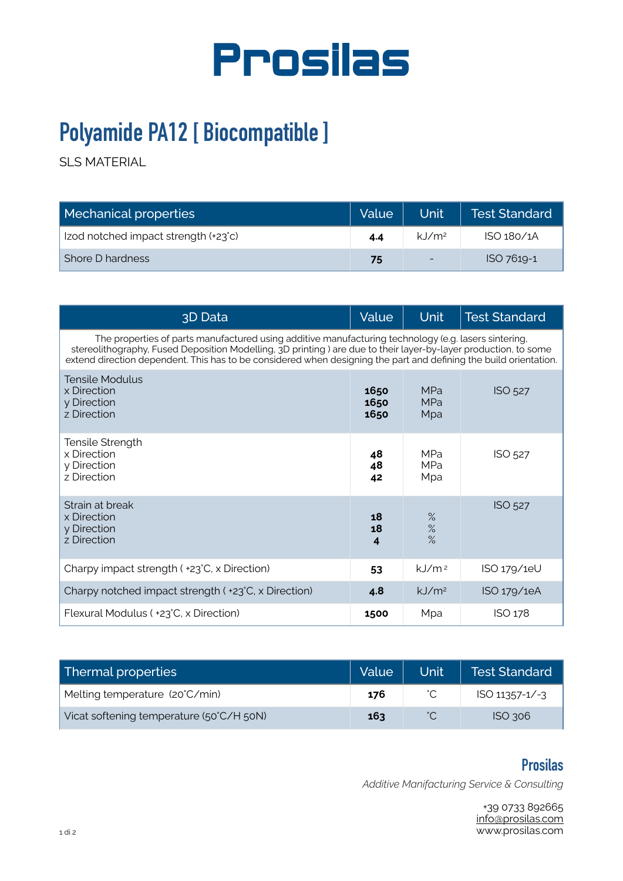# Prosilas

## Polyamide PA12 [ Biocompatible ]

SLS MATERIAL

| Mechanical properties | Value | Unit | Test Standard |
|---|---|---|---|
| Izod notched impact strength (+23°c) | **4.4** | kJ/m² | ISO 180/1A |
| Shore D hardness | **75** | - | ISO 7619-1 |

| 3D Data | Value | Unit | Test Standard |
|---|---|---|---|
| The properties of parts manufactured using additive manufacturing technology (e.g. lasers sintering, stereolithography, Fused Deposition Modelling, 3D printing ) are due to their layer-by-layer production, to some extend direction dependent. This has to be considered when designing the part and defining the build orientation. | | | |
| Tensile Modulus<br>x Direction<br>y Direction<br>z Direction | <br>**1650**<br>**1650**<br>**1650** | <br>MPa<br>MPa<br>Mpa | ISO 527 |
| Tensile Strength<br>x Direction<br>y Direction<br>z Direction | <br>**48**<br>**48**<br>**42** | <br>MPa<br>MPa<br>Mpa | ISO 527 |
| Strain at break<br>x Direction<br>y Direction<br>z Direction | <br>**18**<br>**18**<br>**4** | <br>%<br>%<br>% | ISO 527 |
| Charpy impact strength ( +23°C, x Direction) | **53** | kJ/m² | ISO 179/1eU |
| Charpy notched impact strength ( +23°C, x Direction) | **4.8** | kJ/m² | ISO 179/1eA |
| Flexural Modulus ( +23°C, x Direction) | **1500** | Mpa | ISO 178 |

| Thermal properties | Value | Unit | Test Standard |
|---|---|---|---|
| Melting temperature (20°C/min) | **176** | °C | ISO 11357-1/-3 |
| Vicat softening temperature (50°C/H 50N) | **163** | °C | ISO 306 |

**Prosilas**

*Additive Manifacturing Service & Consulting*

+39 0733 892665
info@prosilas.com
www.prosilas.com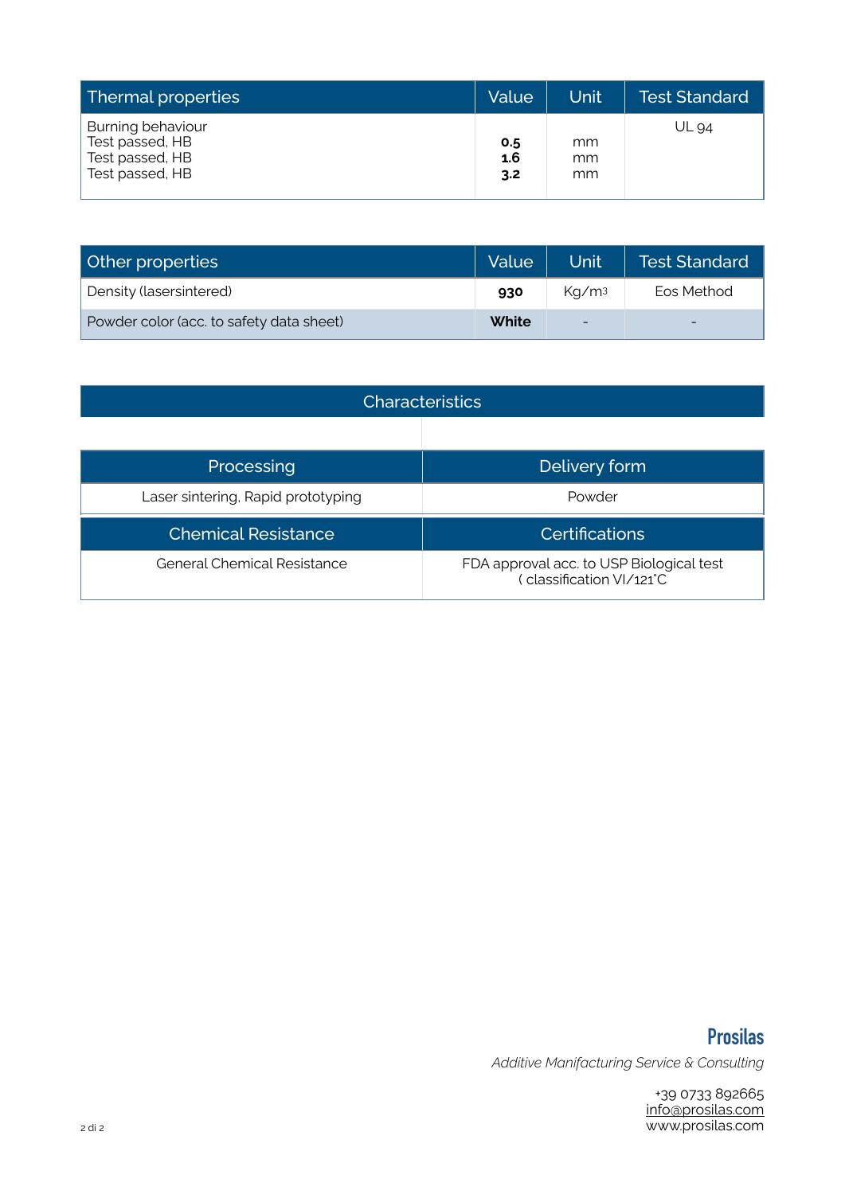| Thermal properties | Value | Unit | Test Standard |
|---|---|---|---|
| Burning behaviour | | | UL 94 |
| Test passed, HB | **0.5** | mm | |
| Test passed, HB | **1.6** | mm | |
| Test passed, HB | **3.2** | mm | |

| Other properties | Value | Unit | Test Standard |
|---|---|---|---|
| Density (lasersintered) | **930** | $Kg/m^3$ | Eos Method |
| Powder color (acc. to safety data sheet) | **White** | - | - |

| Characteristics | |
|---|---|
| **Processing** | **Delivery form** |
| Laser sintering, Rapid prototyping | Powder |
| **Chemical Resistance** | **Certifications** |
| General Chemical Resistance | FDA approval acc. to USP Biological test ( classification VI/121°C |

**Prosilas**

*Additive Manifacturing Service & Consulting*

+39 0733 892665
info@prosilas.com
www.prosilas.com